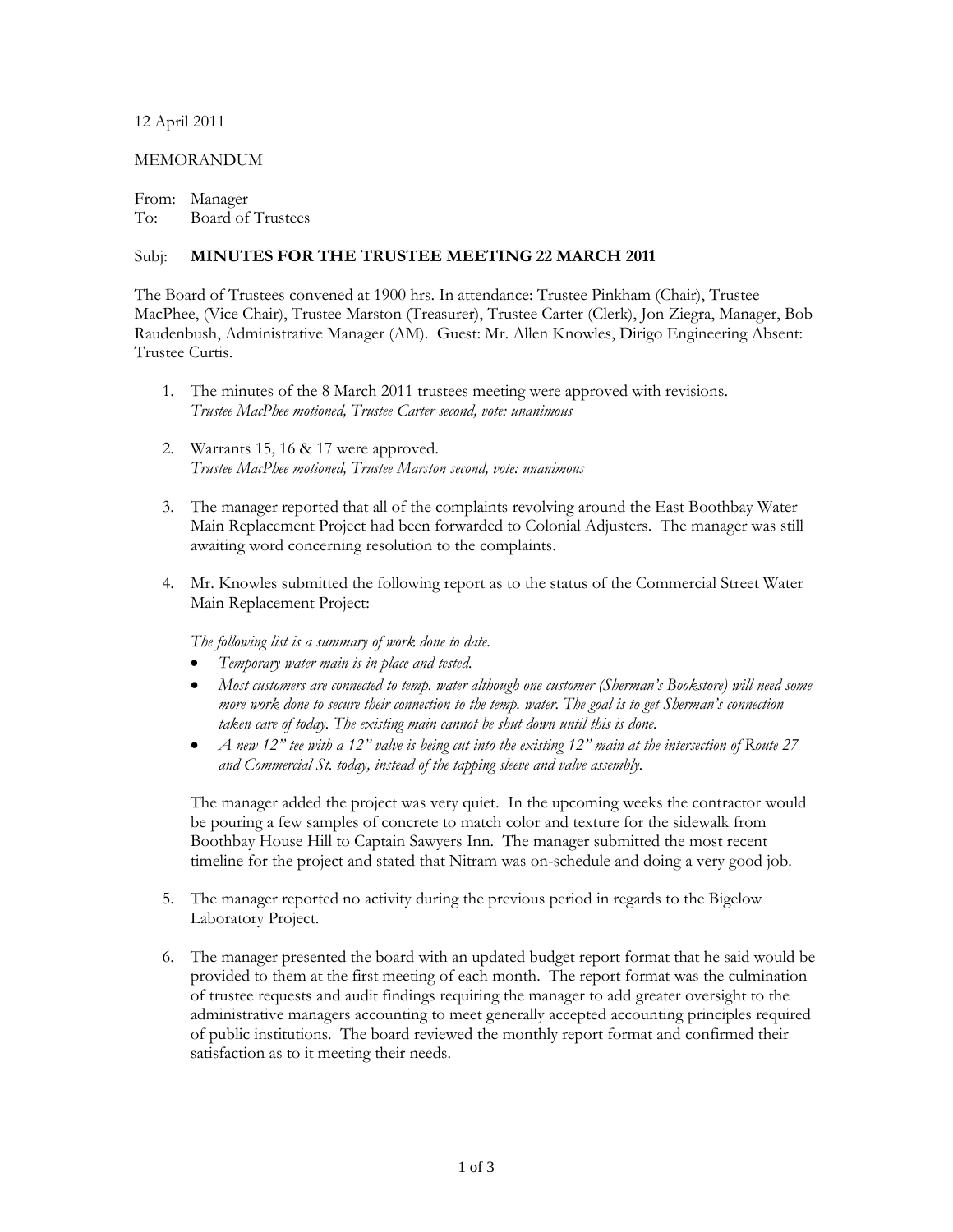12 April 2011

MEMORANDUM

From: Manager
To: Board of Trustees

Subj: **MINUTES FOR THE TRUSTEE MEETING 22 MARCH 2011**

The Board of Trustees convened at 1900 hrs. In attendance: Trustee Pinkham (Chair), Trustee MacPhee, (Vice Chair), Trustee Marston (Treasurer), Trustee Carter (Clerk), Jon Ziegra, Manager, Bob Raudenbush, Administrative Manager (AM). Guest: Mr. Allen Knowles, Dirigo Engineering Absent: Trustee Curtis.

1. The minutes of the 8 March 2011 trustees meeting were approved with revisions.
   *Trustee MacPhee motioned, Trustee Carter second, vote: unanimous*

2. Warrants 15, 16 & 17 were approved.
   *Trustee MacPhee motioned, Trustee Marston second, vote: unanimous*

3. The manager reported that all of the complaints revolving around the East Boothbay Water Main Replacement Project had been forwarded to Colonial Adjusters. The manager was still awaiting word concerning resolution to the complaints.

4. Mr. Knowles submitted the following report as to the status of the Commercial Street Water Main Replacement Project:

   *The following list is a summary of work done to date.*
   - *Temporary water main is in place and tested.*
   - *Most customers are connected to temp. water although one customer (Sherman's Bookstore) will need some more work done to secure their connection to the temp. water. The goal is to get Sherman's connection taken care of today. The existing main cannot be shut down until this is done.*
   - *A new 12" tee with a 12" valve is being cut into the existing 12" main at the intersection of Route 27 and Commercial St. today, instead of the tapping sleeve and valve assembly.*

   The manager added the project was very quiet. In the upcoming weeks the contractor would be pouring a few samples of concrete to match color and texture for the sidewalk from Boothbay House Hill to Captain Sawyers Inn. The manager submitted the most recent timeline for the project and stated that Nitram was on-schedule and doing a very good job.

5. The manager reported no activity during the previous period in regards to the Bigelow Laboratory Project.

6. The manager presented the board with an updated budget report format that he said would be provided to them at the first meeting of each month. The report format was the culmination of trustee requests and audit findings requiring the manager to add greater oversight to the administrative managers accounting to meet generally accepted accounting principles required of public institutions. The board reviewed the monthly report format and confirmed their satisfaction as to it meeting their needs.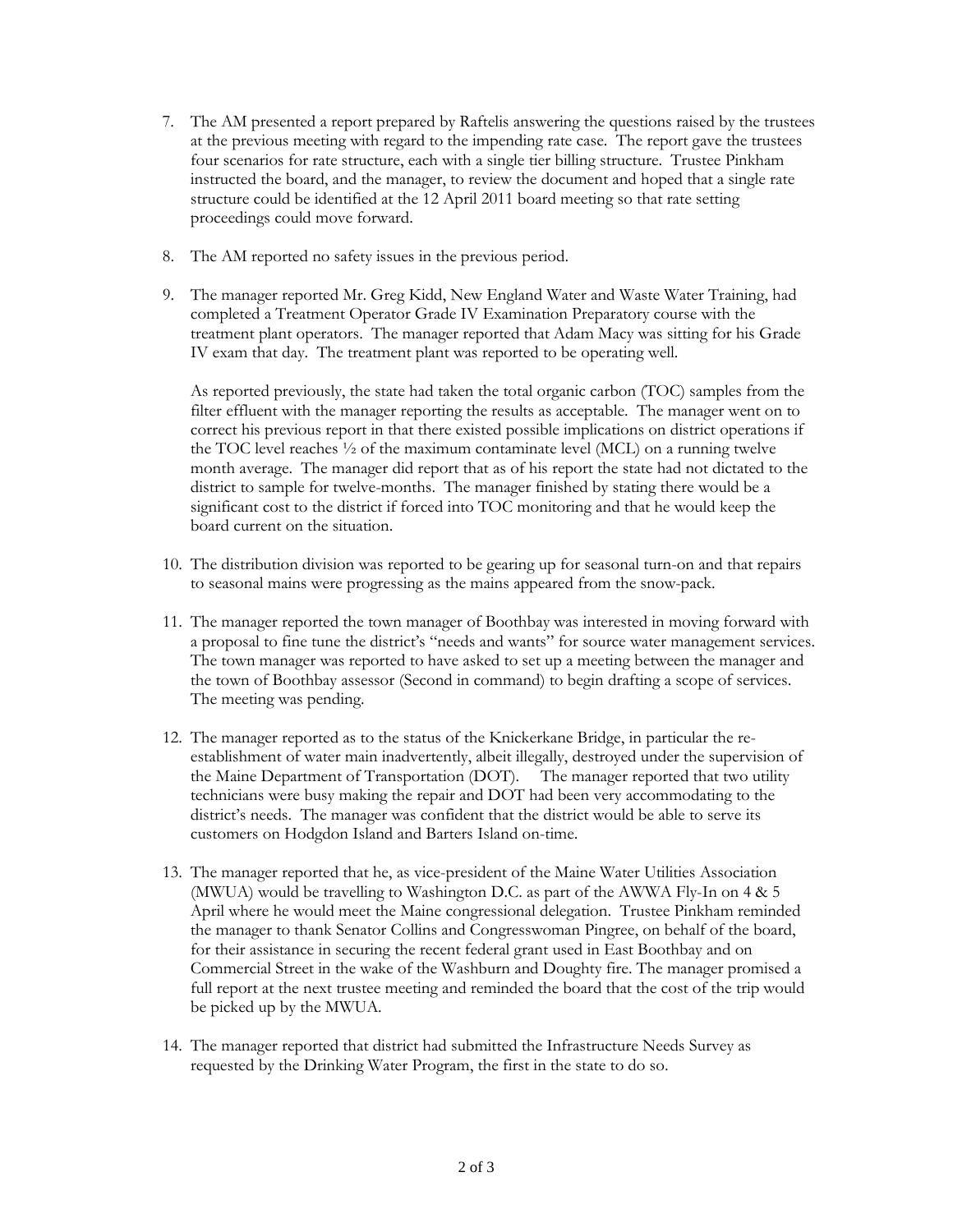7. The AM presented a report prepared by Raftelis answering the questions raised by the trustees at the previous meeting with regard to the impending rate case. The report gave the trustees four scenarios for rate structure, each with a single tier billing structure. Trustee Pinkham instructed the board, and the manager, to review the document and hoped that a single rate structure could be identified at the 12 April 2011 board meeting so that rate setting proceedings could move forward.

8. The AM reported no safety issues in the previous period.

9. The manager reported Mr. Greg Kidd, New England Water and Waste Water Training, had completed a Treatment Operator Grade IV Examination Preparatory course with the treatment plant operators. The manager reported that Adam Macy was sitting for his Grade IV exam that day. The treatment plant was reported to be operating well.

   As reported previously, the state had taken the total organic carbon (TOC) samples from the filter effluent with the manager reporting the results as acceptable. The manager went on to correct his previous report in that there existed possible implications on district operations if the TOC level reaches ½ of the maximum contaminate level (MCL) on a running twelve month average. The manager did report that as of his report the state had not dictated to the district to sample for twelve-months. The manager finished by stating there would be a significant cost to the district if forced into TOC monitoring and that he would keep the board current on the situation.

10. The distribution division was reported to be gearing up for seasonal turn-on and that repairs to seasonal mains were progressing as the mains appeared from the snow-pack.

11. The manager reported the town manager of Boothbay was interested in moving forward with a proposal to fine tune the district's "needs and wants" for source water management services. The town manager was reported to have asked to set up a meeting between the manager and the town of Boothbay assessor (Second in command) to begin drafting a scope of services. The meeting was pending.

12. The manager reported as to the status of the Knickerkane Bridge, in particular the re-establishment of water main inadvertently, albeit illegally, destroyed under the supervision of the Maine Department of Transportation (DOT). The manager reported that two utility technicians were busy making the repair and DOT had been very accommodating to the district's needs. The manager was confident that the district would be able to serve its customers on Hodgdon Island and Barters Island on-time.

13. The manager reported that he, as vice-president of the Maine Water Utilities Association (MWUA) would be travelling to Washington D.C. as part of the AWWA Fly-In on 4 & 5 April where he would meet the Maine congressional delegation. Trustee Pinkham reminded the manager to thank Senator Collins and Congresswoman Pingree, on behalf of the board, for their assistance in securing the recent federal grant used in East Boothbay and on Commercial Street in the wake of the Washburn and Doughty fire. The manager promised a full report at the next trustee meeting and reminded the board that the cost of the trip would be picked up by the MWUA.

14. The manager reported that district had submitted the Infrastructure Needs Survey as requested by the Drinking Water Program, the first in the state to do so.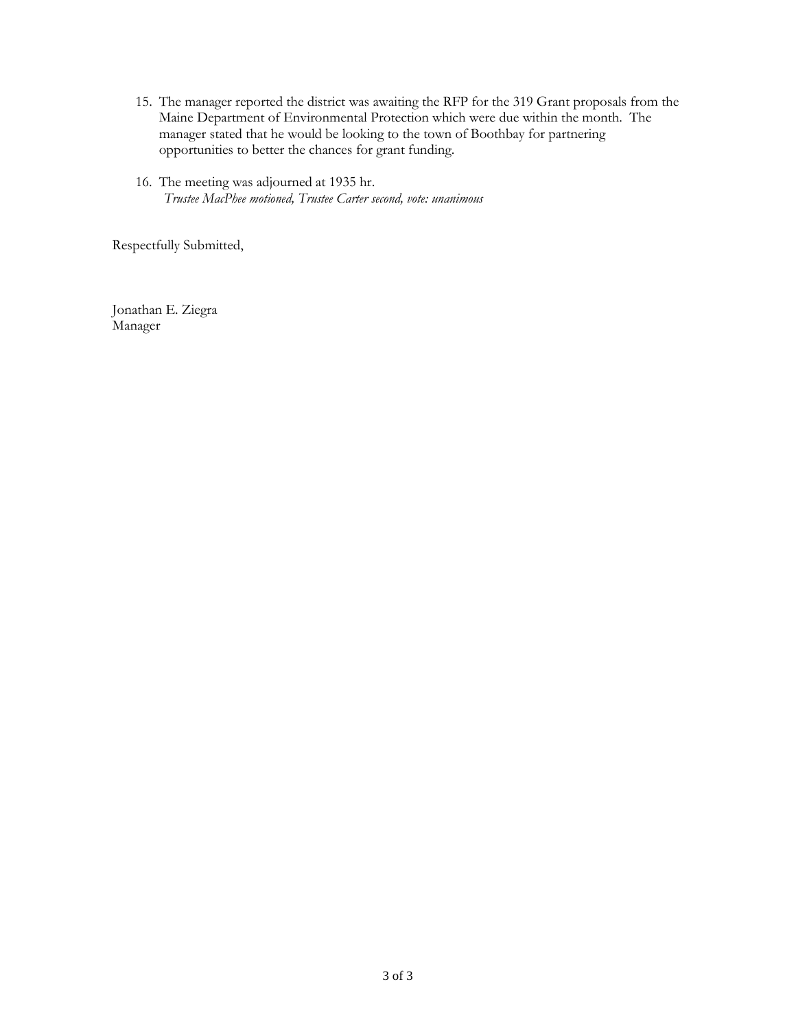15. The manager reported the district was awaiting the RFP for the 319 Grant proposals from the Maine Department of Environmental Protection which were due within the month. The manager stated that he would be looking to the town of Boothbay for partnering opportunities to better the chances for grant funding.

16. The meeting was adjourned at 1935 hr.
    *Trustee MacPhee motioned, Trustee Carter second, vote: unanimous*

Respectfully Submitted,

Jonathan E. Ziegra
Manager